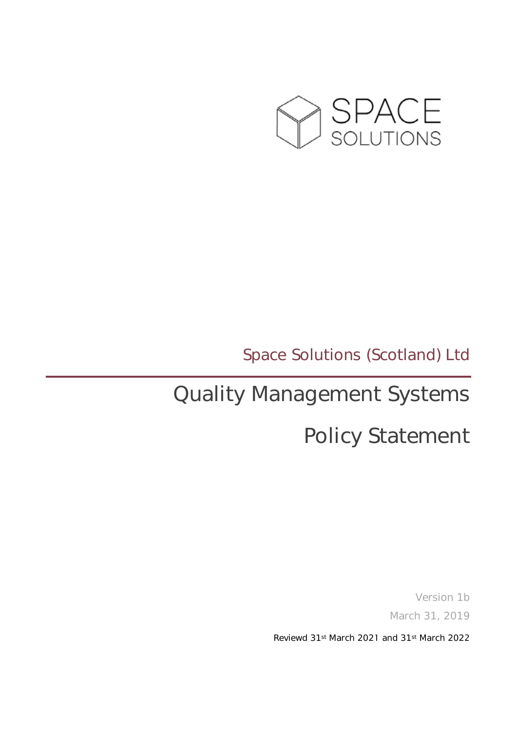SPACE SOLUTIONS

Space Solutions (Scotland) Ltd

# Quality Management Systems

# Policy Statement

Version 1b

March 31, 2019

Reviewd 31st March 2021 and 31st March 2022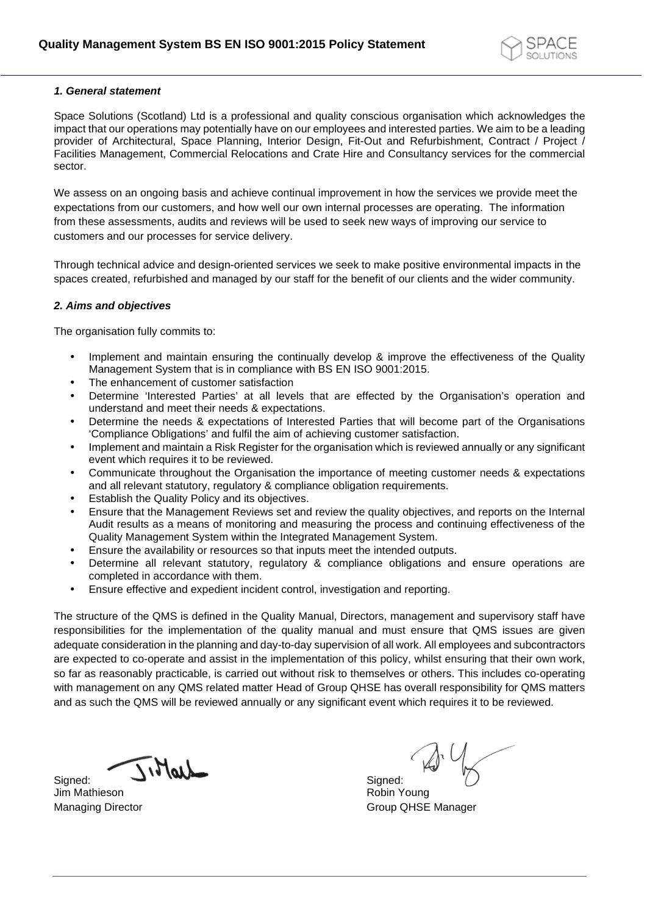# Quality Management System BS EN ISO 9001:2015 Policy Statement

***1. General statement***

Space Solutions (Scotland) Ltd is a professional and quality conscious organisation which acknowledges the impact that our operations may potentially have on our employees and interested parties. We aim to be a leading provider of Architectural, Space Planning, Interior Design, Fit-Out and Refurbishment, Contract / Project / Facilities Management, Commercial Relocations and Crate Hire and Consultancy services for the commercial sector.

We assess on an ongoing basis and achieve continual improvement in how the services we provide meet the expectations from our customers, and how well our own internal processes are operating. The information from these assessments, audits and reviews will be used to seek new ways of improving our service to customers and our processes for service delivery.

Through technical advice and design-oriented services we seek to make positive environmental impacts in the spaces created, refurbished and managed by our staff for the benefit of our clients and the wider community.

***2. Aims and objectives***

The organisation fully commits to:

- Implement and maintain ensuring the continually develop & improve the effectiveness of the Quality Management System that is in compliance with BS EN ISO 9001:2015.
- The enhancement of customer satisfaction
- Determine 'Interested Parties' at all levels that are effected by the Organisation's operation and understand and meet their needs & expectations.
- Determine the needs & expectations of Interested Parties that will become part of the Organisations 'Compliance Obligations' and fulfil the aim of achieving customer satisfaction.
- Implement and maintain a Risk Register for the organisation which is reviewed annually or any significant event which requires it to be reviewed.
- Communicate throughout the Organisation the importance of meeting customer needs & expectations and all relevant statutory, regulatory & compliance obligation requirements.
- Establish the Quality Policy and its objectives.
- Ensure that the Management Reviews set and review the quality objectives, and reports on the Internal Audit results as a means of monitoring and measuring the process and continuing effectiveness of the Quality Management System within the Integrated Management System.
- Ensure the availability or resources so that inputs meet the intended outputs.
- Determine all relevant statutory, regulatory & compliance obligations and ensure operations are completed in accordance with them.
- Ensure effective and expedient incident control, investigation and reporting.

The structure of the QMS is defined in the Quality Manual, Directors, management and supervisory staff have responsibilities for the implementation of the quality manual and must ensure that QMS issues are given adequate consideration in the planning and day-to-day supervision of all work. All employees and subcontractors are expected to co-operate and assist in the implementation of this policy, whilst ensuring that their own work, so far as reasonably practicable, is carried out without risk to themselves or others. This includes co-operating with management on any QMS related matter Head of Group QHSE has overall responsibility for QMS matters and as such the QMS will be reviewed annually or any significant event which requires it to be reviewed.

Signed:
Jim Mathieson
Managing Director

Signed:
Robin Young
Group QHSE Manager